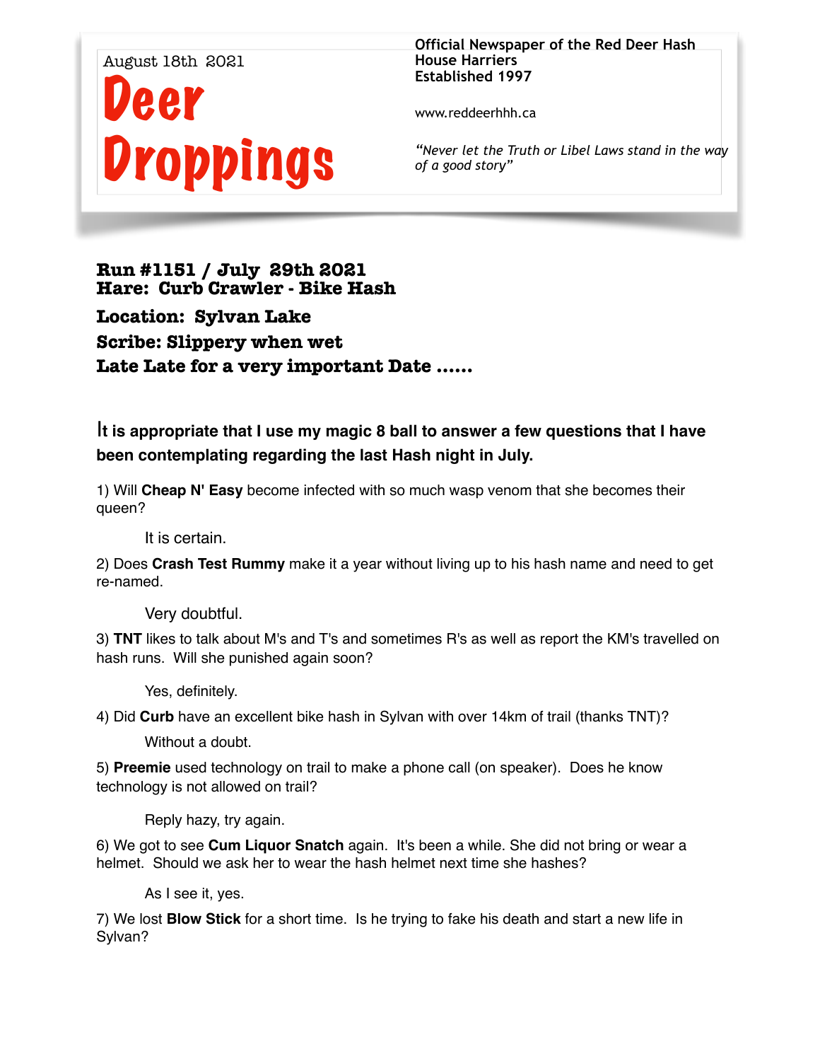August 18th 2021

# Deer Droppings

**Official Newspaper of the Red Deer Hash House Harriers**
**Established 1997**

www.reddeerhhh.ca

*"Never let the Truth or Libel Laws stand in the way of a good story"*

## Run #1151 / July 29th 2021
## Hare: Curb Crawler - Bike Hash

## Location: Sylvan Lake

## Scribe: Slippery when wet

## Late Late for a very important Date ……

**It is appropriate that I use my magic 8 ball to answer a few questions that I have been contemplating regarding the last Hash night in July.**

1) Will **Cheap N' Easy** become infected with so much wasp venom that she becomes their queen?

> It is certain.

2) Does **Crash Test Rummy** make it a year without living up to his hash name and need to get re-named.

> Very doubtful.

3) **TNT** likes to talk about M's and T's and sometimes R's as well as report the KM's travelled on hash runs. Will she punished again soon?

> Yes, definitely.

4) Did **Curb** have an excellent bike hash in Sylvan with over 14km of trail (thanks TNT)?

> Without a doubt.

5) **Preemie** used technology on trail to make a phone call (on speaker). Does he know technology is not allowed on trail?

> Reply hazy, try again.

6) We got to see **Cum Liquor Snatch** again. It's been a while. She did not bring or wear a helmet. Should we ask her to wear the hash helmet next time she hashes?

> As I see it, yes.

7) We lost **Blow Stick** for a short time. Is he trying to fake his death and start a new life in Sylvan?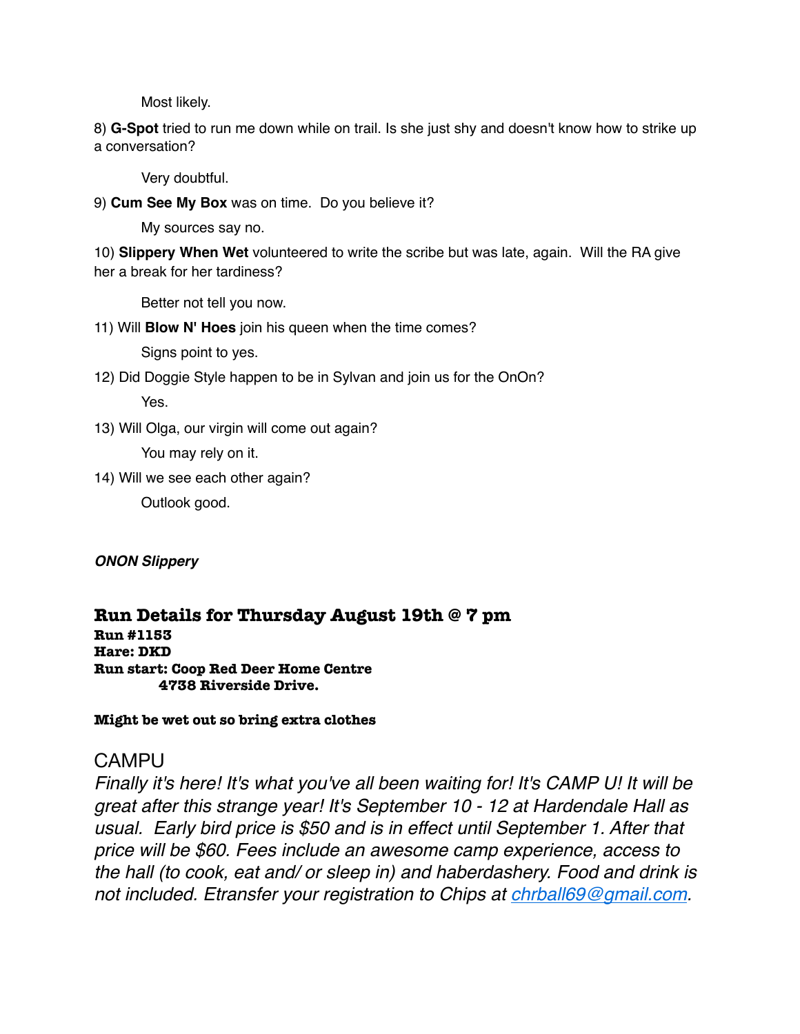Most likely.

8) **G-Spot** tried to run me down while on trail. Is she just shy and doesn't know how to strike up a conversation?

Very doubtful.

9) **Cum See My Box** was on time. Do you believe it?

My sources say no.

10) **Slippery When Wet** volunteered to write the scribe but was late, again. Will the RA give her a break for her tardiness?

Better not tell you now.

11) Will **Blow N' Hoes** join his queen when the time comes?

Signs point to yes.

12) Did Doggie Style happen to be in Sylvan and join us for the OnOn?

Yes.

13) Will Olga, our virgin will come out again?

You may rely on it.

14) Will we see each other again?

Outlook good.

***ONON Slippery***

## Run Details for Thursday August 19th @ 7 pm

**Run #1153**
**Hare: DKD**
**Run start: Coop Red Deer Home Centre**
**4738 Riverside Drive.**

**Might be wet out so bring extra clothes**

## CAMPU

*Finally it's here! It's what you've all been waiting for! It's CAMP U! It will be great after this strange year! It's September 10 - 12 at Hardendale Hall as usual. Early bird price is $50 and is in effect until September 1. After that price will be $60. Fees include an awesome camp experience, access to the hall (to cook, eat and/ or sleep in) and haberdashery. Food and drink is not included. Etransfer your registration to Chips at chrball69@gmail.com.*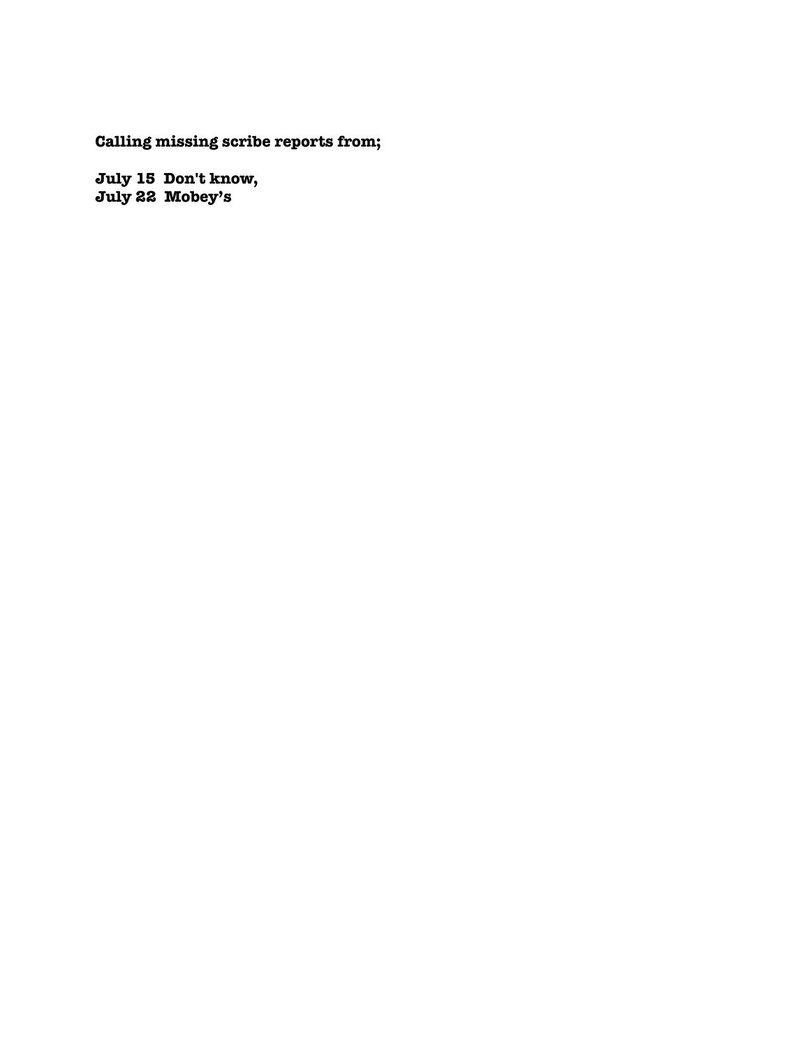**Calling missing scribe reports from;**

**July 15  Don't know,**
**July 22  Mobey's**